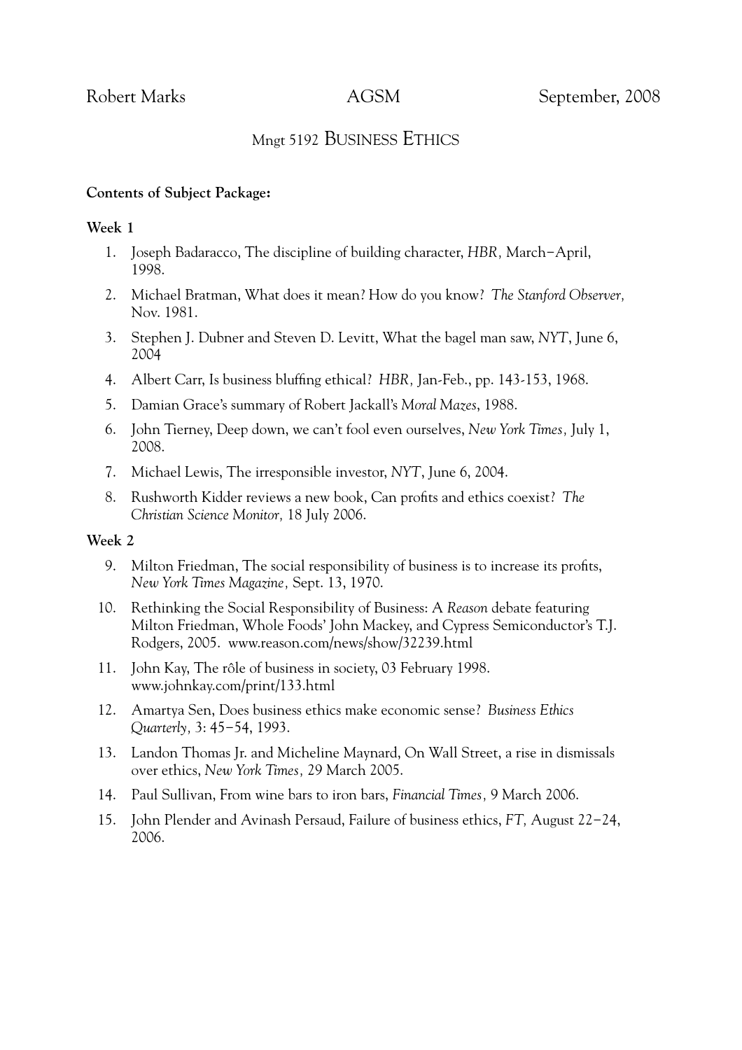Robert Marks AGSM September, 2008

# Mngt 5192 Business Ethics

**Contents of Subject Package:**

**Week 1**

1. Joseph Badaracco, The discipline of building character, *HBR,* March−April, 1998.
2. Michael Bratman, What does it mean? How do you know? *The Stanford Observer,* Nov. 1981.
3. Stephen J. Dubner and Steven D. Levitt, What the bagel man saw, *NYT*, June 6, 2004
4. Albert Carr, Is business bluffing ethical? *HBR,* Jan-Feb., pp. 143-153, 1968.
5. Damian Grace's summary of Robert Jackall's *Moral Mazes*, 1988.
6. John Tierney, Deep down, we can't fool even ourselves, *New York Times,* July 1, 2008.
7. Michael Lewis, The irresponsible investor, *NYT*, June 6, 2004.
8. Rushworth Kidder reviews a new book, Can profits and ethics coexist? *The Christian Science Monitor,* 18 July 2006.

**Week 2**

9. Milton Friedman, The social responsibility of business is to increase its profits, *New York Times Magazine,* Sept. 13, 1970.
10. Rethinking the Social Responsibility of Business: A *Reason* debate featuring Milton Friedman, Whole Foods' John Mackey, and Cypress Semiconductor's T.J. Rodgers, 2005. www.reason.com/news/show/32239.html
11. John Kay, The rôle of business in society, 03 February 1998. www.johnkay.com/print/133.html
12. Amartya Sen, Does business ethics make economic sense? *Business Ethics Quarterly,* 3: 45−54, 1993.
13. Landon Thomas Jr. and Micheline Maynard, On Wall Street, a rise in dismissals over ethics, *New York Times,* 29 March 2005.
14. Paul Sullivan, From wine bars to iron bars, *Financial Times,* 9 March 2006.
15. John Plender and Avinash Persaud, Failure of business ethics, *FT,* August 22−24, 2006.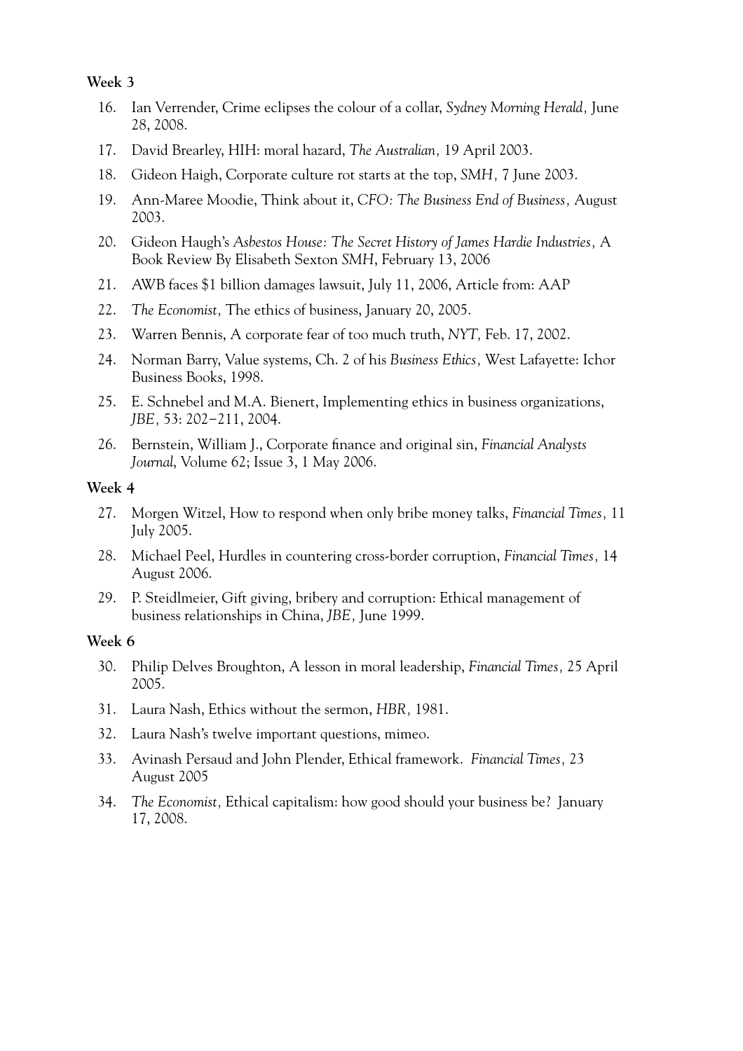**Week 3**

16. Ian Verrender, Crime eclipses the colour of a collar, *Sydney Morning Herald,* June 28, 2008.
17. David Brearley, HIH: moral hazard, *The Australian,* 19 April 2003.
18. Gideon Haigh, Corporate culture rot starts at the top, *SMH,* 7 June 2003.
19. Ann-Maree Moodie, Think about it, *CFO: The Business End of Business,* August 2003.
20. Gideon Haugh's *Asbestos House: The Secret History of James Hardie Industries,* A Book Review By Elisabeth Sexton *SMH*, February 13, 2006
21. AWB faces $1 billion damages lawsuit, July 11, 2006, Article from: AAP
22. *The Economist,* The ethics of business, January 20, 2005.
23. Warren Bennis, A corporate fear of too much truth, *NYT,* Feb. 17, 2002.
24. Norman Barry, Value systems, Ch. 2 of his *Business Ethics,* West Lafayette: Ichor Business Books, 1998.
25. E. Schnebel and M.A. Bienert, Implementing ethics in business organizations, *JBE,* 53: 202–211, 2004.
26. Bernstein, William J., Corporate finance and original sin, *Financial Analysts Journal*, Volume 62; Issue 3, 1 May 2006.

**Week 4**

27. Morgen Witzel, How to respond when only bribe money talks, *Financial Times,* 11 July 2005.
28. Michael Peel, Hurdles in countering cross-border corruption, *Financial Times,* 14 August 2006.
29. P. Steidlmeier, Gift giving, bribery and corruption: Ethical management of business relationships in China, *JBE,* June 1999.

**Week 6**

30. Philip Delves Broughton, A lesson in moral leadership, *Financial Times,* 25 April 2005.
31. Laura Nash, Ethics without the sermon, *HBR,* 1981.
32. Laura Nash's twelve important questions, mimeo.
33. Avinash Persaud and John Plender, Ethical framework. *Financial Times,* 23 August 2005
34. *The Economist,* Ethical capitalism: how good should your business be? January 17, 2008.